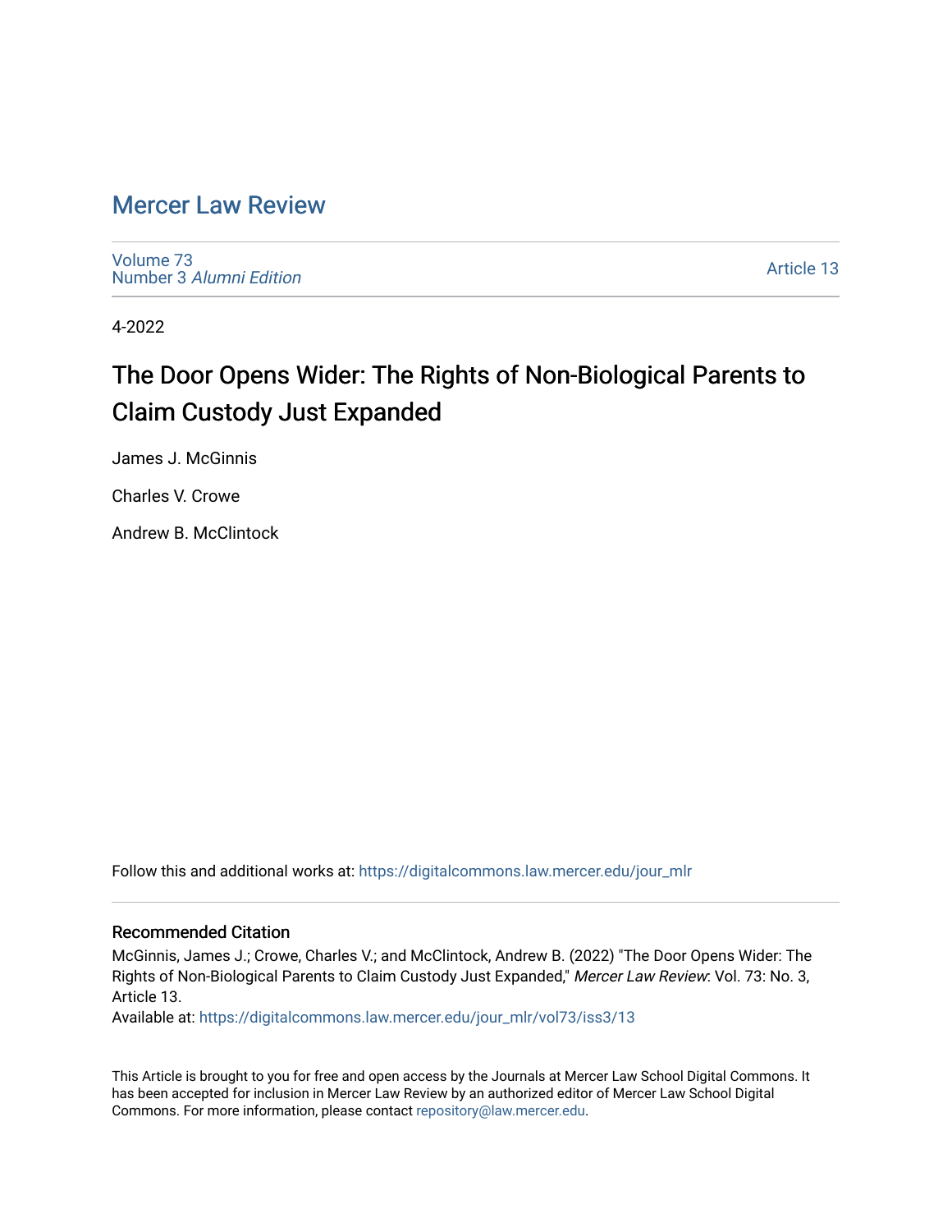# Mercer Law Review

Volume 73
Number 3 *Alumni Edition*

Article 13

4-2022

## The Door Opens Wider: The Rights of Non-Biological Parents to Claim Custody Just Expanded

James J. McGinnis

Charles V. Crowe

Andrew B. McClintock

Follow this and additional works at: https://digitalcommons.law.mercer.edu/jour_mlr

### Recommended Citation

McGinnis, James J.; Crowe, Charles V.; and McClintock, Andrew B. (2022) "The Door Opens Wider: The Rights of Non-Biological Parents to Claim Custody Just Expanded," *Mercer Law Review*: Vol. 73: No. 3, Article 13.

Available at: https://digitalcommons.law.mercer.edu/jour_mlr/vol73/iss3/13

This Article is brought to you for free and open access by the Journals at Mercer Law School Digital Commons. It has been accepted for inclusion in Mercer Law Review by an authorized editor of Mercer Law School Digital Commons. For more information, please contact repository@law.mercer.edu.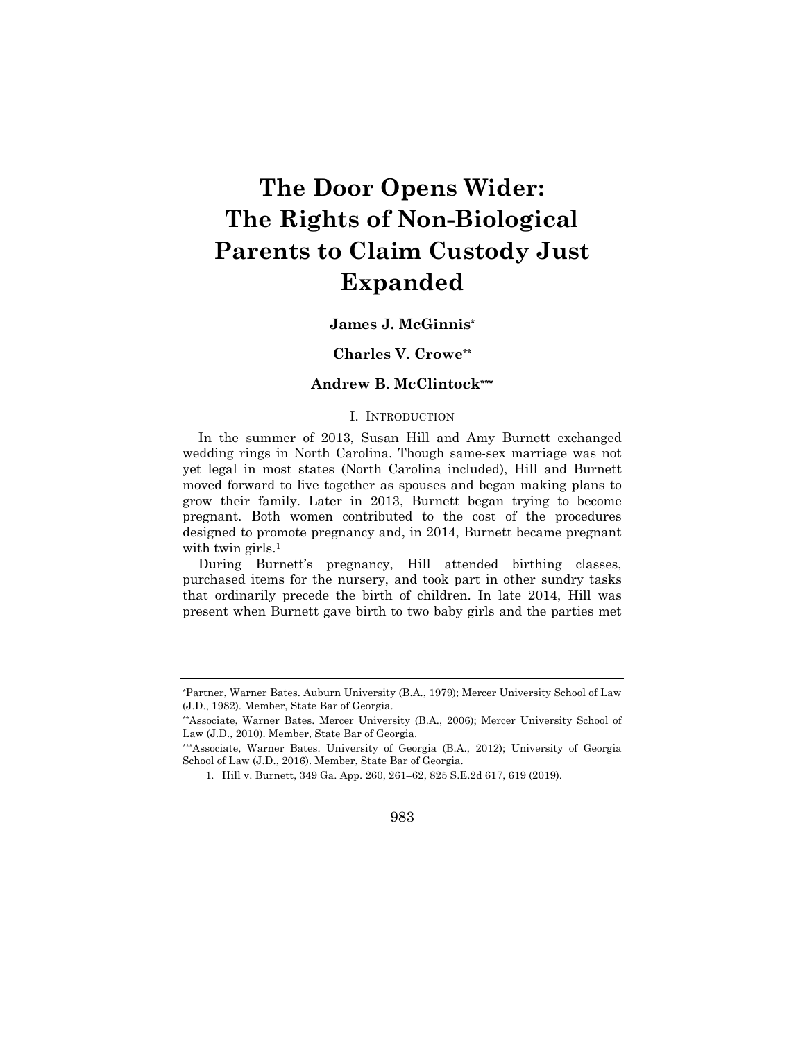# The Door Opens Wider: The Rights of Non-Biological Parents to Claim Custody Just Expanded

**James J. McGinnis***

**Charles V. Crowe****

**Andrew B. McClintock*****

## I. Introduction

In the summer of 2013, Susan Hill and Amy Burnett exchanged wedding rings in North Carolina. Though same-sex marriage was not yet legal in most states (North Carolina included), Hill and Burnett moved forward to live together as spouses and began making plans to grow their family. Later in 2013, Burnett began trying to become pregnant. Both women contributed to the cost of the procedures designed to promote pregnancy and, in 2014, Burnett became pregnant with twin girls.[1]

During Burnett's pregnancy, Hill attended birthing classes, purchased items for the nursery, and took part in other sundry tasks that ordinarily precede the birth of children. In late 2014, Hill was present when Burnett gave birth to two baby girls and the parties met

---

*Partner, Warner Bates. Auburn University (B.A., 1979); Mercer University School of Law (J.D., 1982). Member, State Bar of Georgia.

**Associate, Warner Bates. Mercer University (B.A., 2006); Mercer University School of Law (J.D., 2010). Member, State Bar of Georgia.

***Associate, Warner Bates. University of Georgia (B.A., 2012); University of Georgia School of Law (J.D., 2016). Member, State Bar of Georgia.

1. Hill v. Burnett, 349 Ga. App. 260, 261–62, 825 S.E.2d 617, 619 (2019).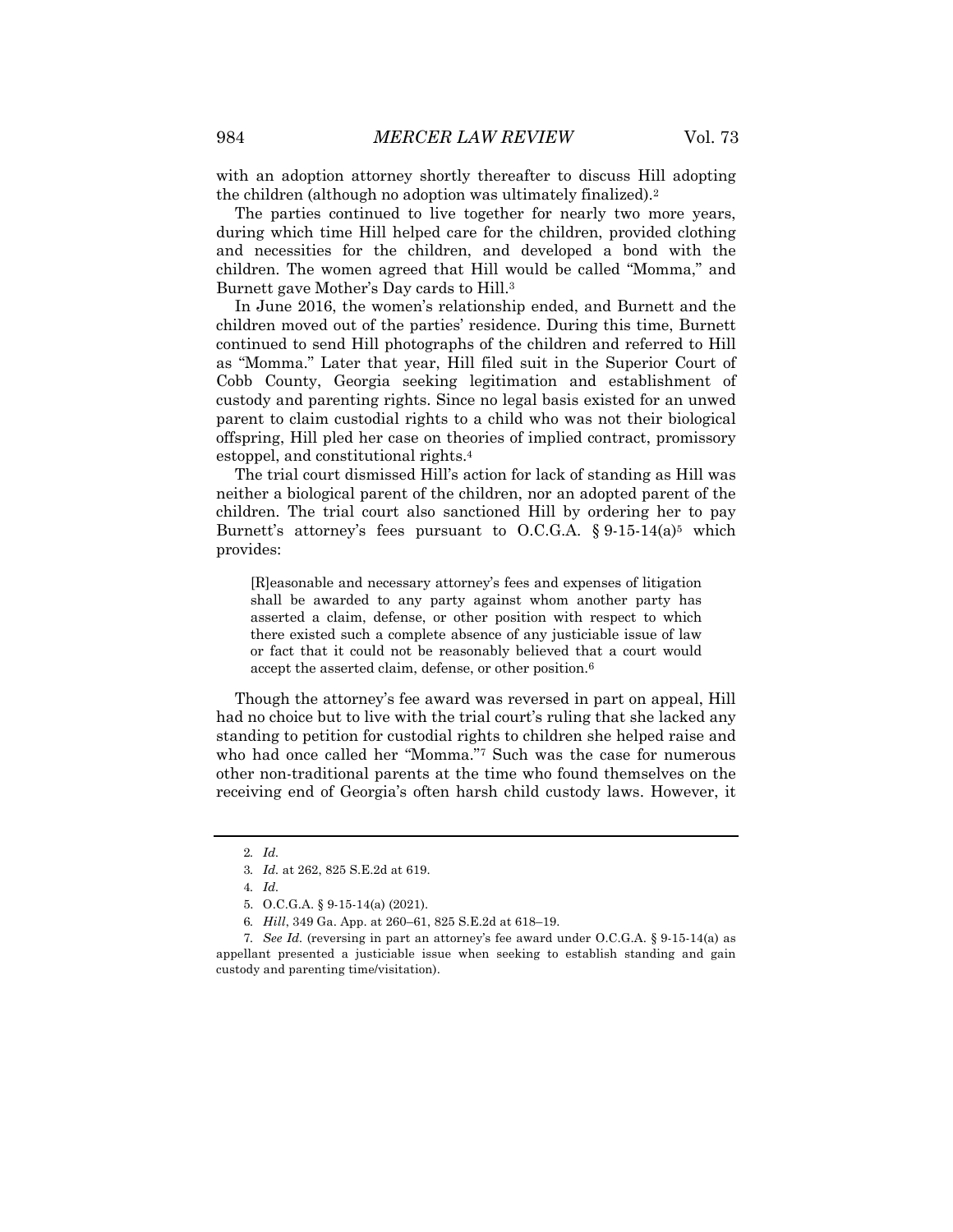with an adoption attorney shortly thereafter to discuss Hill adopting the children (although no adoption was ultimately finalized).[2]

The parties continued to live together for nearly two more years, during which time Hill helped care for the children, provided clothing and necessities for the children, and developed a bond with the children. The women agreed that Hill would be called "Momma," and Burnett gave Mother's Day cards to Hill.[3]

In June 2016, the women's relationship ended, and Burnett and the children moved out of the parties' residence. During this time, Burnett continued to send Hill photographs of the children and referred to Hill as "Momma." Later that year, Hill filed suit in the Superior Court of Cobb County, Georgia seeking legitimation and establishment of custody and parenting rights. Since no legal basis existed for an unwed parent to claim custodial rights to a child who was not their biological offspring, Hill pled her case on theories of implied contract, promissory estoppel, and constitutional rights.[4]

The trial court dismissed Hill's action for lack of standing as Hill was neither a biological parent of the children, nor an adopted parent of the children. The trial court also sanctioned Hill by ordering her to pay Burnett's attorney's fees pursuant to O.C.G.A. § 9-15-14(a)[5] which provides:

> [R]easonable and necessary attorney's fees and expenses of litigation shall be awarded to any party against whom another party has asserted a claim, defense, or other position with respect to which there existed such a complete absence of any justiciable issue of law or fact that it could not be reasonably believed that a court would accept the asserted claim, defense, or other position.[6]

Though the attorney's fee award was reversed in part on appeal, Hill had no choice but to live with the trial court's ruling that she lacked any standing to petition for custodial rights to children she helped raise and who had once called her "Momma."[7] Such was the case for numerous other non-traditional parents at the time who found themselves on the receiving end of Georgia's often harsh child custody laws. However, it

---

2. *Id.*

3. *Id.* at 262, 825 S.E.2d at 619.

4. *Id.*

5. O.C.G.A. § 9-15-14(a) (2021).

6. *Hill*, 349 Ga. App. at 260–61, 825 S.E.2d at 618–19.

7. *See Id.* (reversing in part an attorney's fee award under O.C.G.A. § 9-15-14(a) as appellant presented a justiciable issue when seeking to establish standing and gain custody and parenting time/visitation).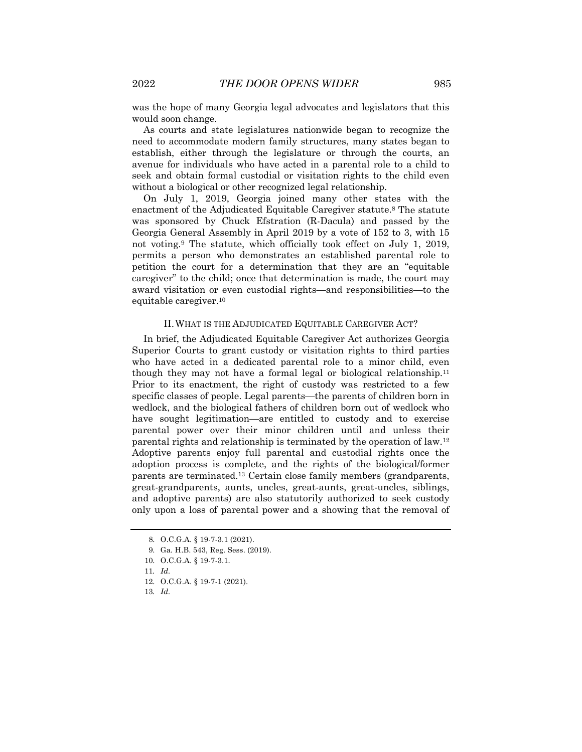was the hope of many Georgia legal advocates and legislators that this would soon change.

As courts and state legislatures nationwide began to recognize the need to accommodate modern family structures, many states began to establish, either through the legislature or through the courts, an avenue for individuals who have acted in a parental role to a child to seek and obtain formal custodial or visitation rights to the child even without a biological or other recognized legal relationship.

On July 1, 2019, Georgia joined many other states with the enactment of the Adjudicated Equitable Caregiver statute.[8] The statute was sponsored by Chuck Efstration (R-Dacula) and passed by the Georgia General Assembly in April 2019 by a vote of 152 to 3, with 15 not voting.[9] The statute, which officially took effect on July 1, 2019, permits a person who demonstrates an established parental role to petition the court for a determination that they are an "equitable caregiver" to the child; once that determination is made, the court may award visitation or even custodial rights—and responsibilities—to the equitable caregiver.[10]

## II. WHAT IS THE ADJUDICATED EQUITABLE CAREGIVER ACT?

In brief, the Adjudicated Equitable Caregiver Act authorizes Georgia Superior Courts to grant custody or visitation rights to third parties who have acted in a dedicated parental role to a minor child, even though they may not have a formal legal or biological relationship.[11] Prior to its enactment, the right of custody was restricted to a few specific classes of people. Legal parents—the parents of children born in wedlock, and the biological fathers of children born out of wedlock who have sought legitimation—are entitled to custody and to exercise parental power over their minor children until and unless their parental rights and relationship is terminated by the operation of law.[12] Adoptive parents enjoy full parental and custodial rights once the adoption process is complete, and the rights of the biological/former parents are terminated.[13] Certain close family members (grandparents, great-grandparents, aunts, uncles, great-aunts, great-uncles, siblings, and adoptive parents) are also statutorily authorized to seek custody only upon a loss of parental power and a showing that the removal of

---

8. O.C.G.A. § 19-7-3.1 (2021).
9. Ga. H.B. 543, Reg. Sess. (2019).
10. O.C.G.A. § 19-7-3.1.
11. *Id.*
12. O.C.G.A. § 19-7-1 (2021).
13. *Id.*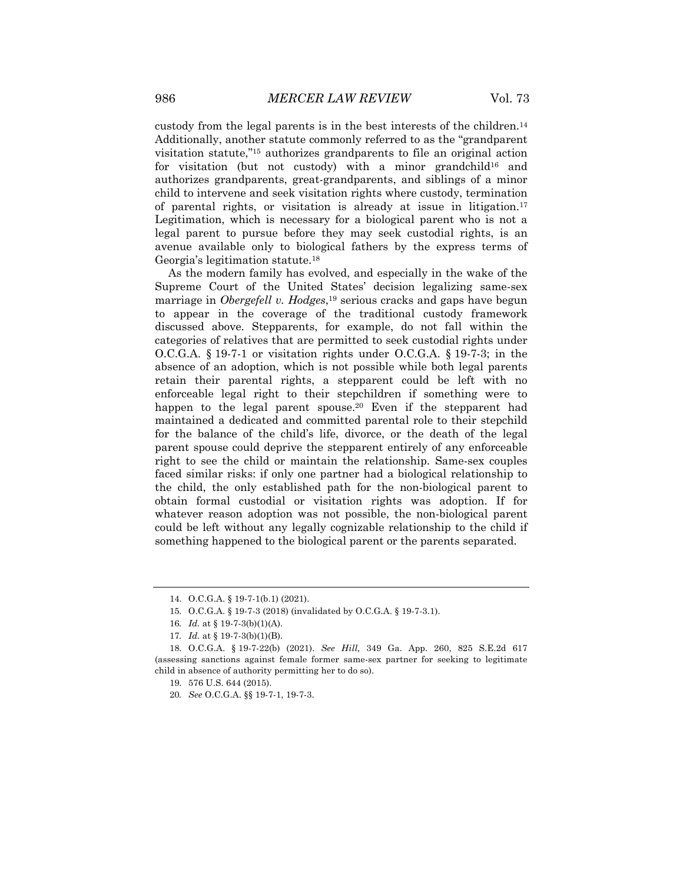custody from the legal parents is in the best interests of the children.[14] Additionally, another statute commonly referred to as the "grandparent visitation statute,"[15] authorizes grandparents to file an original action for visitation (but not custody) with a minor grandchild[16] and authorizes grandparents, great-grandparents, and siblings of a minor child to intervene and seek visitation rights where custody, termination of parental rights, or visitation is already at issue in litigation.[17] Legitimation, which is necessary for a biological parent who is not a legal parent to pursue before they may seek custodial rights, is an avenue available only to biological fathers by the express terms of Georgia's legitimation statute.[18]

As the modern family has evolved, and especially in the wake of the Supreme Court of the United States' decision legalizing same-sex marriage in *Obergefell v. Hodges*,[19] serious cracks and gaps have begun to appear in the coverage of the traditional custody framework discussed above. Stepparents, for example, do not fall within the categories of relatives that are permitted to seek custodial rights under O.C.G.A. § 19-7-1 or visitation rights under O.C.G.A. § 19-7-3; in the absence of an adoption, which is not possible while both legal parents retain their parental rights, a stepparent could be left with no enforceable legal right to their stepchildren if something were to happen to the legal parent spouse.[20] Even if the stepparent had maintained a dedicated and committed parental role to their stepchild for the balance of the child's life, divorce, or the death of the legal parent spouse could deprive the stepparent entirely of any enforceable right to see the child or maintain the relationship. Same-sex couples faced similar risks: if only one partner had a biological relationship to the child, the only established path for the non-biological parent to obtain formal custodial or visitation rights was adoption. If for whatever reason adoption was not possible, the non-biological parent could be left without any legally cognizable relationship to the child if something happened to the biological parent or the parents separated.

---

14. O.C.G.A. § 19-7-1(b.1) (2021).

15. O.C.G.A. § 19-7-3 (2018) (invalidated by O.C.G.A. § 19-7-3.1).

16. *Id.* at § 19-7-3(b)(1)(A).

17. *Id.* at § 19-7-3(b)(1)(B).

18. O.C.G.A. § 19-7-22(b) (2021). *See Hill,* 349 Ga. App. 260, 825 S.E.2d 617 (assessing sanctions against female former same-sex partner for seeking to legitimate child in absence of authority permitting her to do so).

19. 576 U.S. 644 (2015).

20. *See* O.C.G.A. §§ 19-7-1, 19-7-3.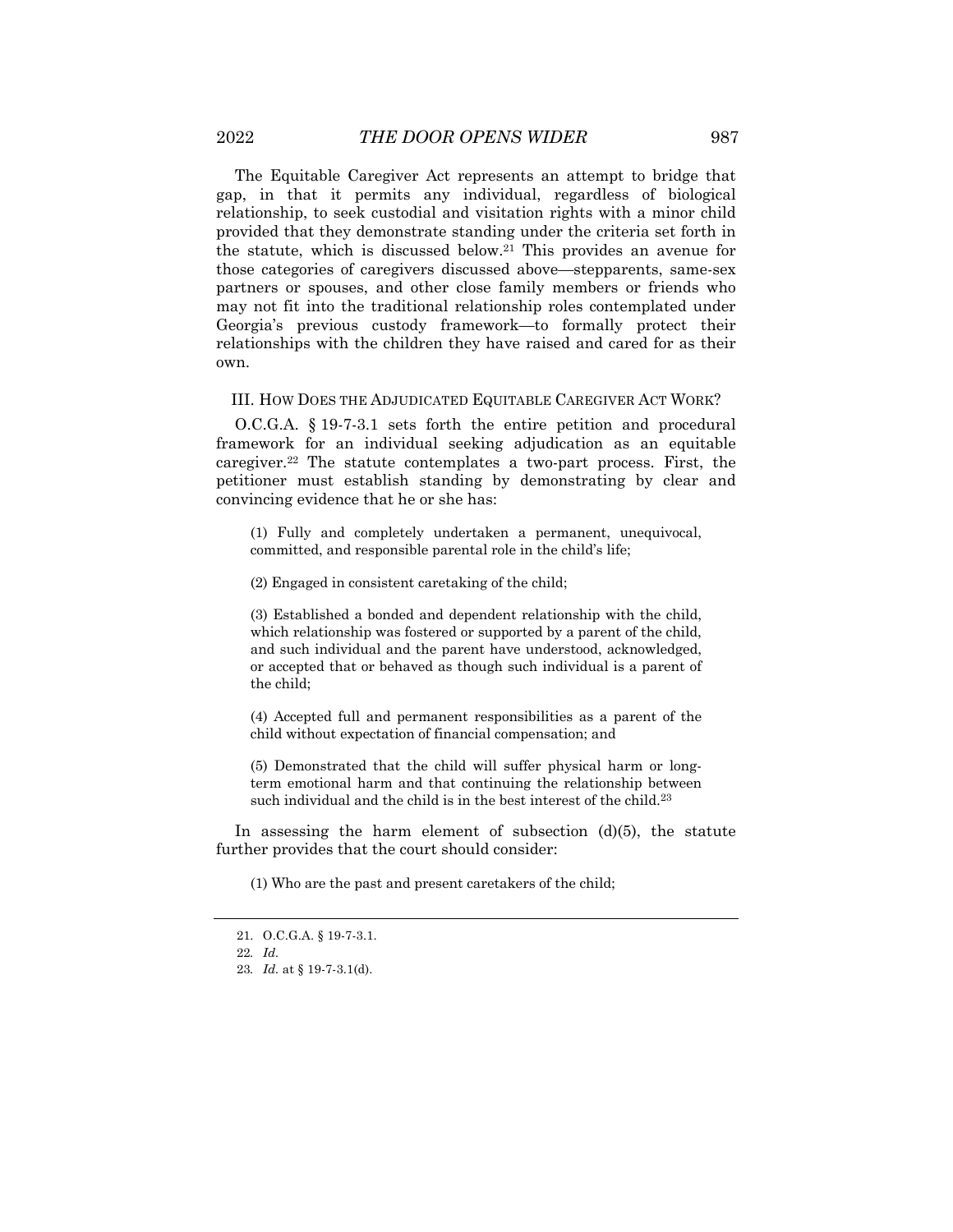The Equitable Caregiver Act represents an attempt to bridge that gap, in that it permits any individual, regardless of biological relationship, to seek custodial and visitation rights with a minor child provided that they demonstrate standing under the criteria set forth in the statute, which is discussed below.[21] This provides an avenue for those categories of caregivers discussed above—stepparents, same-sex partners or spouses, and other close family members or friends who may not fit into the traditional relationship roles contemplated under Georgia's previous custody framework—to formally protect their relationships with the children they have raised and cared for as their own.

## III. HOW DOES THE ADJUDICATED EQUITABLE CAREGIVER ACT WORK?

O.C.G.A. § 19-7-3.1 sets forth the entire petition and procedural framework for an individual seeking adjudication as an equitable caregiver.[22] The statute contemplates a two-part process. First, the petitioner must establish standing by demonstrating by clear and convincing evidence that he or she has:

> (1) Fully and completely undertaken a permanent, unequivocal, committed, and responsible parental role in the child's life;
>
> (2) Engaged in consistent caretaking of the child;
>
> (3) Established a bonded and dependent relationship with the child, which relationship was fostered or supported by a parent of the child, and such individual and the parent have understood, acknowledged, or accepted that or behaved as though such individual is a parent of the child;
>
> (4) Accepted full and permanent responsibilities as a parent of the child without expectation of financial compensation; and
>
> (5) Demonstrated that the child will suffer physical harm or long-term emotional harm and that continuing the relationship between such individual and the child is in the best interest of the child.[23]

In assessing the harm element of subsection (d)(5), the statute further provides that the court should consider:

> (1) Who are the past and present caretakers of the child;

---

21. O.C.G.A. § 19-7-3.1.

22. *Id.*

23. *Id.* at § 19-7-3.1(d).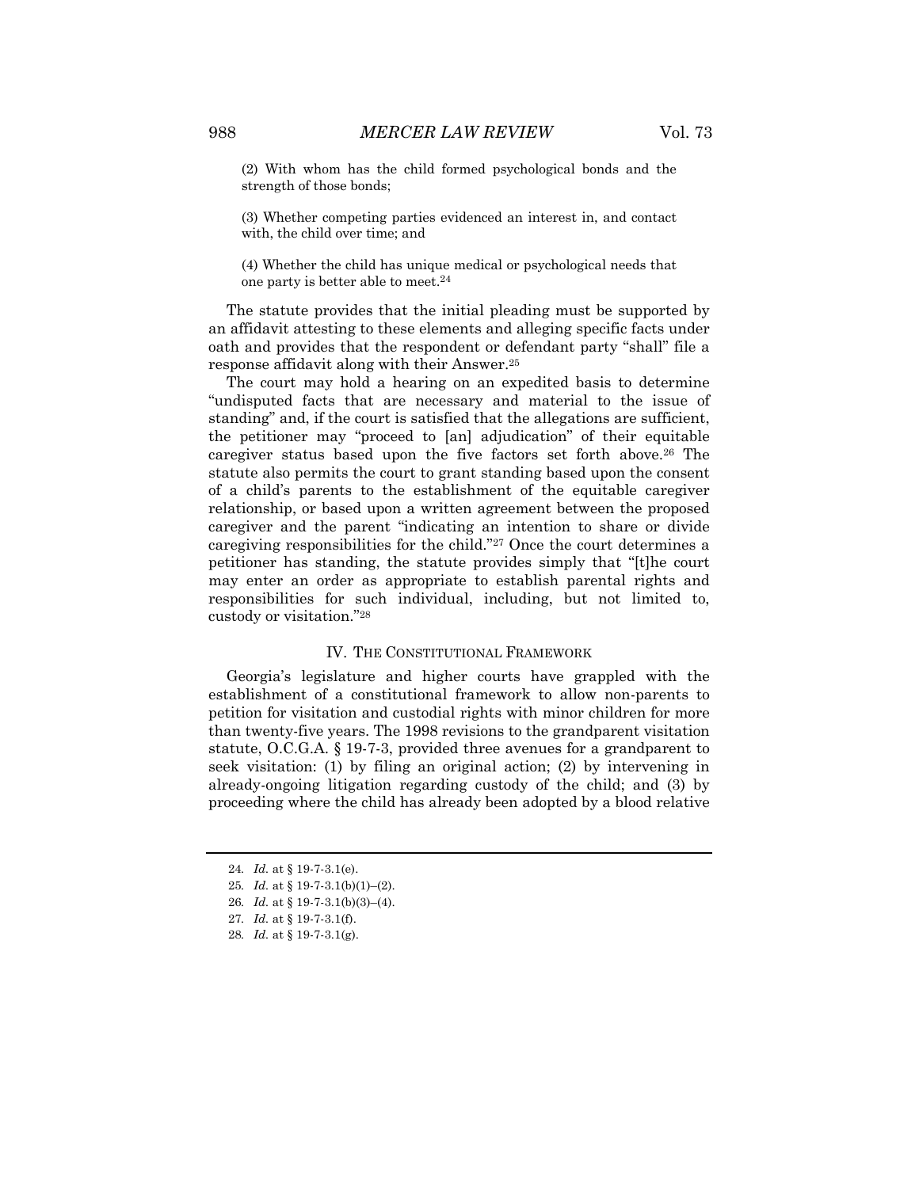(2) With whom has the child formed psychological bonds and the strength of those bonds;

(3) Whether competing parties evidenced an interest in, and contact with, the child over time; and

(4) Whether the child has unique medical or psychological needs that one party is better able to meet.[24]

The statute provides that the initial pleading must be supported by an affidavit attesting to these elements and alleging specific facts under oath and provides that the respondent or defendant party "shall" file a response affidavit along with their Answer.[25]

The court may hold a hearing on an expedited basis to determine "undisputed facts that are necessary and material to the issue of standing" and, if the court is satisfied that the allegations are sufficient, the petitioner may "proceed to [an] adjudication" of their equitable caregiver status based upon the five factors set forth above.[26] The statute also permits the court to grant standing based upon the consent of a child's parents to the establishment of the equitable caregiver relationship, or based upon a written agreement between the proposed caregiver and the parent "indicating an intention to share or divide caregiving responsibilities for the child."[27] Once the court determines a petitioner has standing, the statute provides simply that "[t]he court may enter an order as appropriate to establish parental rights and responsibilities for such individual, including, but not limited to, custody or visitation."[28]

## IV. THE CONSTITUTIONAL FRAMEWORK

Georgia's legislature and higher courts have grappled with the establishment of a constitutional framework to allow non-parents to petition for visitation and custodial rights with minor children for more than twenty-five years. The 1998 revisions to the grandparent visitation statute, O.C.G.A. § 19-7-3, provided three avenues for a grandparent to seek visitation: (1) by filing an original action; (2) by intervening in already-ongoing litigation regarding custody of the child; and (3) by proceeding where the child has already been adopted by a blood relative

---

24. *Id.* at § 19-7-3.1(e).

25. *Id.* at § 19-7-3.1(b)(1)–(2).

26. *Id.* at § 19-7-3.1(b)(3)–(4).

27. *Id.* at § 19-7-3.1(f).

28. *Id.* at § 19-7-3.1(g).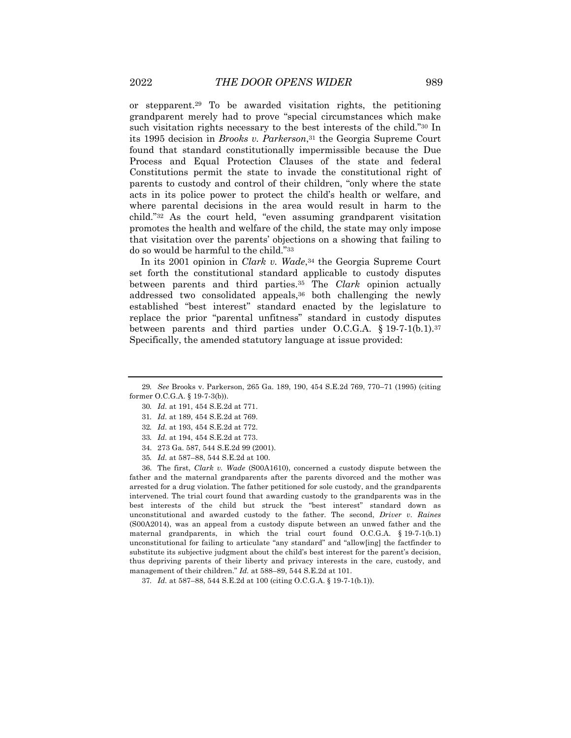or stepparent.[29] To be awarded visitation rights, the petitioning grandparent merely had to prove "special circumstances which make such visitation rights necessary to the best interests of the child."[30] In its 1995 decision in *Brooks v. Parkerson*,[31] the Georgia Supreme Court found that standard constitutionally impermissible because the Due Process and Equal Protection Clauses of the state and federal Constitutions permit the state to invade the constitutional right of parents to custody and control of their children, "only where the state acts in its police power to protect the child's health or welfare, and where parental decisions in the area would result in harm to the child."[32] As the court held, "even assuming grandparent visitation promotes the health and welfare of the child, the state may only impose that visitation over the parents' objections on a showing that failing to do so would be harmful to the child."[33]

In its 2001 opinion in *Clark v. Wade*,[34] the Georgia Supreme Court set forth the constitutional standard applicable to custody disputes between parents and third parties.[35] The *Clark* opinion actually addressed two consolidated appeals,[36] both challenging the newly established "best interest" standard enacted by the legislature to replace the prior "parental unfitness" standard in custody disputes between parents and third parties under O.C.G.A. § 19-7-1(b.1).[37] Specifically, the amended statutory language at issue provided:

---

29. *See* Brooks v. Parkerson, 265 Ga. 189, 190, 454 S.E.2d 769, 770–71 (1995) (citing former O.C.G.A. § 19-7-3(b)).

30. *Id.* at 191, 454 S.E.2d at 771.

31. *Id.* at 189, 454 S.E.2d at 769.

32. *Id.* at 193, 454 S.E.2d at 772.

33. *Id.* at 194, 454 S.E.2d at 773.

34. 273 Ga. 587, 544 S.E.2d 99 (2001).

35. *Id.* at 587–88, 544 S.E.2d at 100.

36. The first, *Clark v. Wade* (S00A1610), concerned a custody dispute between the father and the maternal grandparents after the parents divorced and the mother was arrested for a drug violation. The father petitioned for sole custody, and the grandparents intervened. The trial court found that awarding custody to the grandparents was in the best interests of the child but struck the "best interest" standard down as unconstitutional and awarded custody to the father. The second, *Driver v. Raines* (S00A2014), was an appeal from a custody dispute between an unwed father and the maternal grandparents, in which the trial court found O.C.G.A. § 19-7-1(b.1) unconstitutional for failing to articulate "any standard" and "allow[ing] the factfinder to substitute its subjective judgment about the child's best interest for the parent's decision, thus depriving parents of their liberty and privacy interests in the care, custody, and management of their children." *Id.* at 588–89, 544 S.E.2d at 101.

37. *Id.* at 587–88, 544 S.E.2d at 100 (citing O.C.G.A. § 19-7-1(b.1)).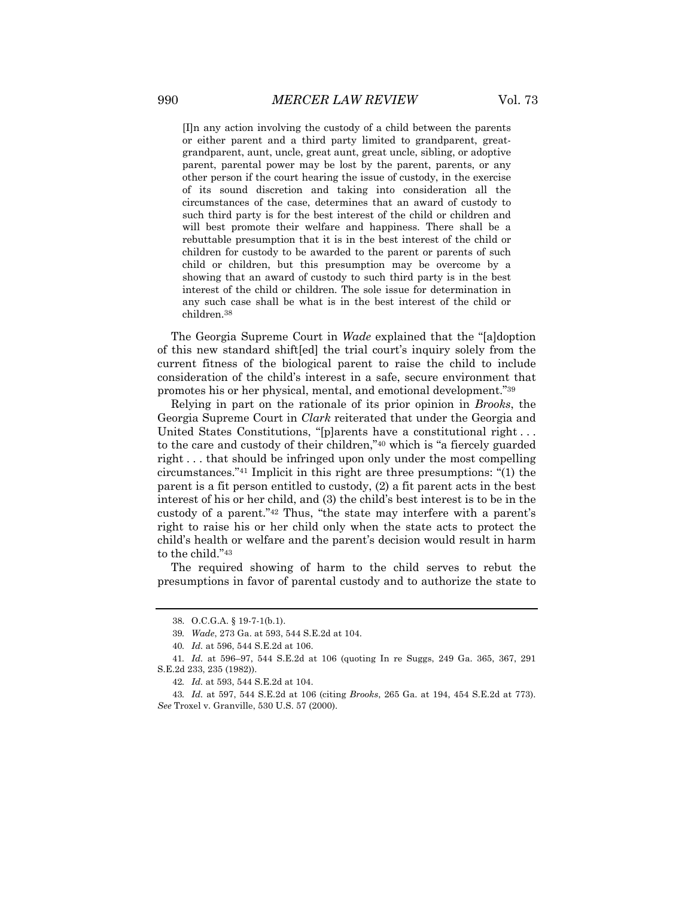> [I]n any action involving the custody of a child between the parents or either parent and a third party limited to grandparent, great-grandparent, aunt, uncle, great aunt, great uncle, sibling, or adoptive parent, parental power may be lost by the parent, parents, or any other person if the court hearing the issue of custody, in the exercise of its sound discretion and taking into consideration all the circumstances of the case, determines that an award of custody to such third party is for the best interest of the child or children and will best promote their welfare and happiness. There shall be a rebuttable presumption that it is in the best interest of the child or children for custody to be awarded to the parent or parents of such child or children, but this presumption may be overcome by a showing that an award of custody to such third party is in the best interest of the child or children. The sole issue for determination in any such case shall be what is in the best interest of the child or children.[38]

The Georgia Supreme Court in *Wade* explained that the "[a]doption of this new standard shift[ed] the trial court's inquiry solely from the current fitness of the biological parent to raise the child to include consideration of the child's interest in a safe, secure environment that promotes his or her physical, mental, and emotional development."[39]

Relying in part on the rationale of its prior opinion in *Brooks*, the Georgia Supreme Court in *Clark* reiterated that under the Georgia and United States Constitutions, "[p]arents have a constitutional right . . . to the care and custody of their children,"[40] which is "a fiercely guarded right . . . that should be infringed upon only under the most compelling circumstances."[41] Implicit in this right are three presumptions: "(1) the parent is a fit person entitled to custody, (2) a fit parent acts in the best interest of his or her child, and (3) the child's best interest is to be in the custody of a parent."[42] Thus, "the state may interfere with a parent's right to raise his or her child only when the state acts to protect the child's health or welfare and the parent's decision would result in harm to the child."[43]

The required showing of harm to the child serves to rebut the presumptions in favor of parental custody and to authorize the state to

---

38. O.C.G.A. § 19-7-1(b.1).

39. *Wade*, 273 Ga. at 593, 544 S.E.2d at 104.

40. *Id.* at 596, 544 S.E.2d at 106.

41. *Id.* at 596–97, 544 S.E.2d at 106 (quoting In re Suggs, 249 Ga. 365, 367, 291 S.E.2d 233, 235 (1982)).

42. *Id.* at 593, 544 S.E.2d at 104.

43. *Id.* at 597, 544 S.E.2d at 106 (citing *Brooks*, 265 Ga. at 194, 454 S.E.2d at 773). *See* Troxel v. Granville, 530 U.S. 57 (2000).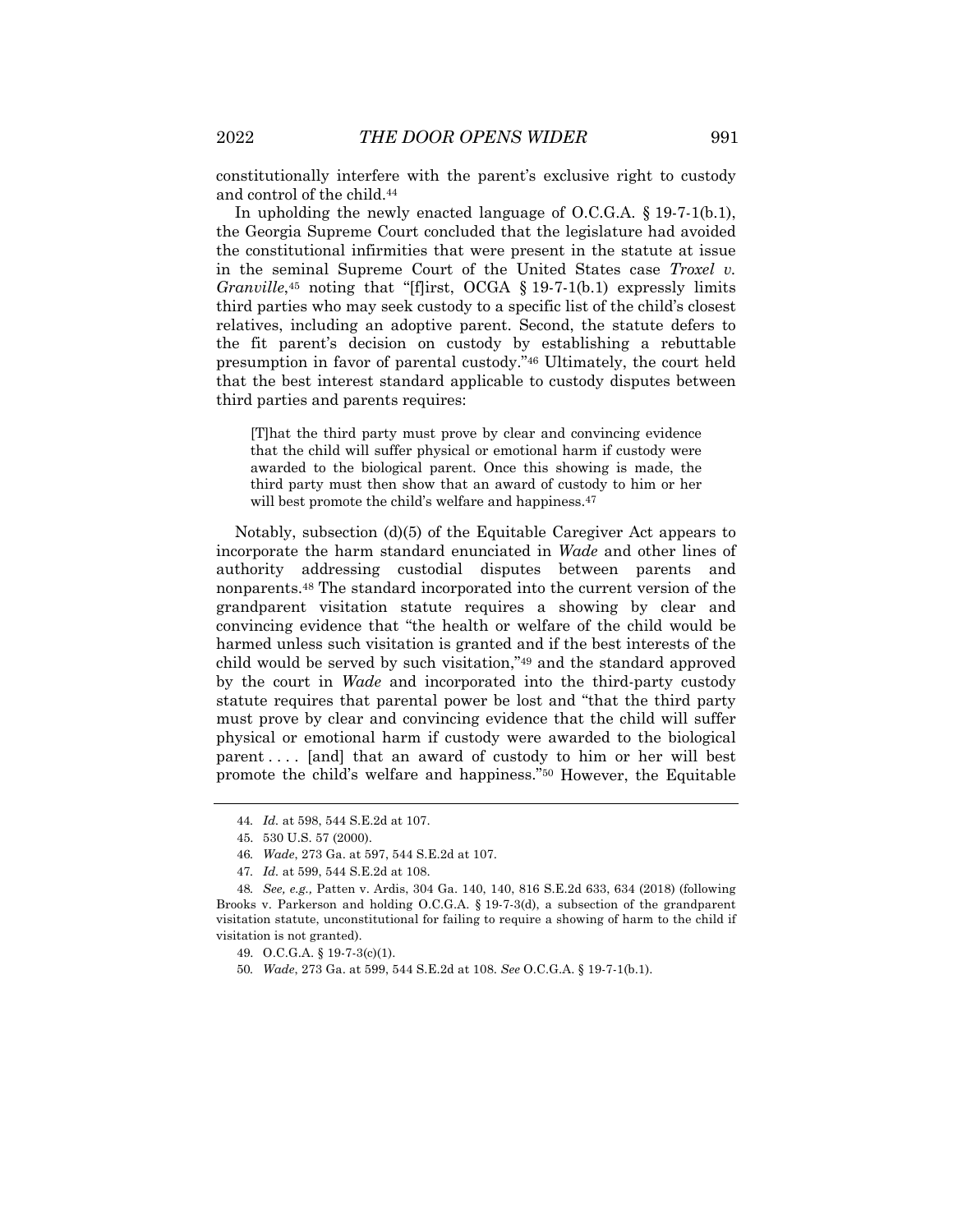constitutionally interfere with the parent's exclusive right to custody and control of the child.[44]

In upholding the newly enacted language of O.C.G.A. § 19-7-1(b.1), the Georgia Supreme Court concluded that the legislature had avoided the constitutional infirmities that were present in the statute at issue in the seminal Supreme Court of the United States case *Troxel v. Granville*,[45] noting that "[f]irst, OCGA § 19-7-1(b.1) expressly limits third parties who may seek custody to a specific list of the child's closest relatives, including an adoptive parent. Second, the statute defers to the fit parent's decision on custody by establishing a rebuttable presumption in favor of parental custody."[46] Ultimately, the court held that the best interest standard applicable to custody disputes between third parties and parents requires:

> [T]hat the third party must prove by clear and convincing evidence that the child will suffer physical or emotional harm if custody were awarded to the biological parent. Once this showing is made, the third party must then show that an award of custody to him or her will best promote the child's welfare and happiness.[47]

Notably, subsection (d)(5) of the Equitable Caregiver Act appears to incorporate the harm standard enunciated in *Wade* and other lines of authority addressing custodial disputes between parents and nonparents.[48] The standard incorporated into the current version of the grandparent visitation statute requires a showing by clear and convincing evidence that "the health or welfare of the child would be harmed unless such visitation is granted and if the best interests of the child would be served by such visitation,"[49] and the standard approved by the court in *Wade* and incorporated into the third-party custody statute requires that parental power be lost and "that the third party must prove by clear and convincing evidence that the child will suffer physical or emotional harm if custody were awarded to the biological parent . . . . [and] that an award of custody to him or her will best promote the child's welfare and happiness."[50] However, the Equitable

---

44. *Id.* at 598, 544 S.E.2d at 107.

45. 530 U.S. 57 (2000).

46. *Wade*, 273 Ga. at 597, 544 S.E.2d at 107.

47. *Id.* at 599, 544 S.E.2d at 108.

48. *See, e.g.,* Patten v. Ardis, 304 Ga. 140, 140, 816 S.E.2d 633, 634 (2018) (following Brooks v. Parkerson and holding O.C.G.A. § 19-7-3(d), a subsection of the grandparent visitation statute, unconstitutional for failing to require a showing of harm to the child if visitation is not granted).

49. O.C.G.A. § 19-7-3(c)(1).

50. *Wade*, 273 Ga. at 599, 544 S.E.2d at 108. *See* O.C.G.A. § 19-7-1(b.1).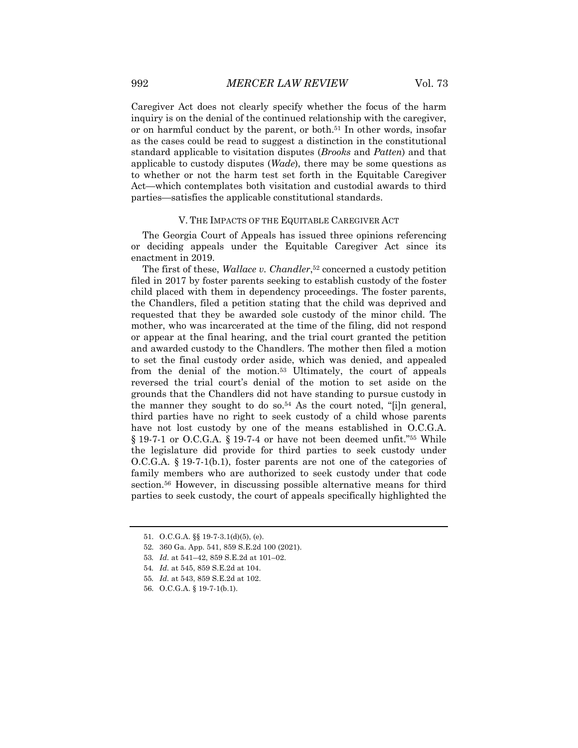Caregiver Act does not clearly specify whether the focus of the harm inquiry is on the denial of the continued relationship with the caregiver, or on harmful conduct by the parent, or both.[51] In other words, insofar as the cases could be read to suggest a distinction in the constitutional standard applicable to visitation disputes (*Brooks* and *Patten*) and that applicable to custody disputes (*Wade*), there may be some questions as to whether or not the harm test set forth in the Equitable Caregiver Act—which contemplates both visitation and custodial awards to third parties—satisfies the applicable constitutional standards.

## V. THE IMPACTS OF THE EQUITABLE CAREGIVER ACT

The Georgia Court of Appeals has issued three opinions referencing or deciding appeals under the Equitable Caregiver Act since its enactment in 2019.

The first of these, *Wallace v. Chandler*,[52] concerned a custody petition filed in 2017 by foster parents seeking to establish custody of the foster child placed with them in dependency proceedings. The foster parents, the Chandlers, filed a petition stating that the child was deprived and requested that they be awarded sole custody of the minor child. The mother, who was incarcerated at the time of the filing, did not respond or appear at the final hearing, and the trial court granted the petition and awarded custody to the Chandlers. The mother then filed a motion to set the final custody order aside, which was denied, and appealed from the denial of the motion.[53] Ultimately, the court of appeals reversed the trial court's denial of the motion to set aside on the grounds that the Chandlers did not have standing to pursue custody in the manner they sought to do so.[54] As the court noted, "[i]n general, third parties have no right to seek custody of a child whose parents have not lost custody by one of the means established in O.C.G.A. § 19-7-1 or O.C.G.A. § 19-7-4 or have not been deemed unfit."[55] While the legislature did provide for third parties to seek custody under O.C.G.A. § 19-7-1(b.1), foster parents are not one of the categories of family members who are authorized to seek custody under that code section.[56] However, in discussing possible alternative means for third parties to seek custody, the court of appeals specifically highlighted the

---

51. O.C.G.A. §§ 19-7-3.1(d)(5), (e).

52. 360 Ga. App. 541, 859 S.E.2d 100 (2021).

53. *Id.* at 541–42, 859 S.E.2d at 101–02.

54. *Id.* at 545, 859 S.E.2d at 104.

55. *Id.* at 543, 859 S.E.2d at 102.

56. O.C.G.A. § 19-7-1(b.1).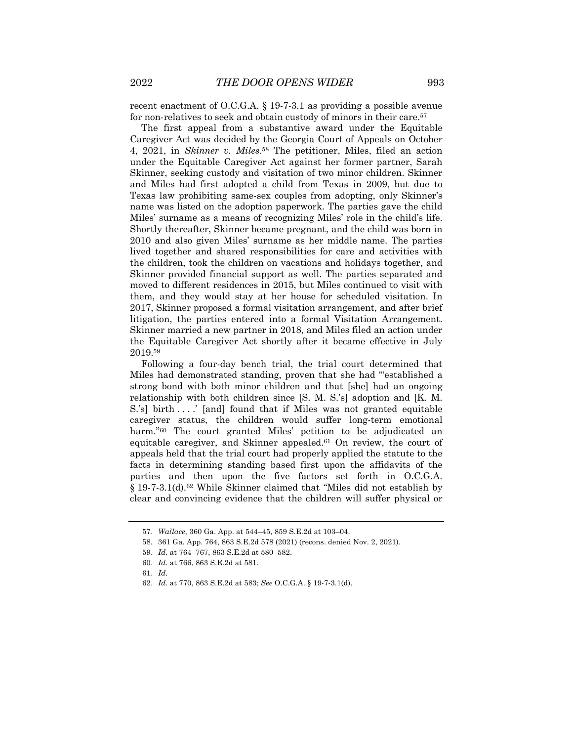recent enactment of O.C.G.A. § 19-7-3.1 as providing a possible avenue for non-relatives to seek and obtain custody of minors in their care.[57]

The first appeal from a substantive award under the Equitable Caregiver Act was decided by the Georgia Court of Appeals on October 4, 2021, in *Skinner v. Miles*.[58] The petitioner, Miles, filed an action under the Equitable Caregiver Act against her former partner, Sarah Skinner, seeking custody and visitation of two minor children. Skinner and Miles had first adopted a child from Texas in 2009, but due to Texas law prohibiting same-sex couples from adopting, only Skinner's name was listed on the adoption paperwork. The parties gave the child Miles' surname as a means of recognizing Miles' role in the child's life. Shortly thereafter, Skinner became pregnant, and the child was born in 2010 and also given Miles' surname as her middle name. The parties lived together and shared responsibilities for care and activities with the children, took the children on vacations and holidays together, and Skinner provided financial support as well. The parties separated and moved to different residences in 2015, but Miles continued to visit with them, and they would stay at her house for scheduled visitation. In 2017, Skinner proposed a formal visitation arrangement, and after brief litigation, the parties entered into a formal Visitation Arrangement. Skinner married a new partner in 2018, and Miles filed an action under the Equitable Caregiver Act shortly after it became effective in July 2019.[59]

Following a four-day bench trial, the trial court determined that Miles had demonstrated standing, proven that she had "'established a strong bond with both minor children and that [she] had an ongoing relationship with both children since [S. M. S.'s] adoption and [K. M. S.'s] birth . . . .' [and] found that if Miles was not granted equitable caregiver status, the children would suffer long-term emotional harm."[60] The court granted Miles' petition to be adjudicated an equitable caregiver, and Skinner appealed.[61] On review, the court of appeals held that the trial court had properly applied the statute to the facts in determining standing based first upon the affidavits of the parties and then upon the five factors set forth in O.C.G.A. § 19-7-3.1(d).[62] While Skinner claimed that "Miles did not establish by clear and convincing evidence that the children will suffer physical or

---

57. *Wallace*, 360 Ga. App. at 544–45, 859 S.E.2d at 103–04.

58. 361 Ga. App. 764, 863 S.E.2d 578 (2021) (recons. denied Nov. 2, 2021).

59. *Id*. at 764–767, 863 S.E.2d at 580–582.

60. *Id*. at 766, 863 S.E.2d at 581.

61. *Id.*

62. *Id.* at 770, 863 S.E.2d at 583; *See* O.C.G.A. § 19-7-3.1(d).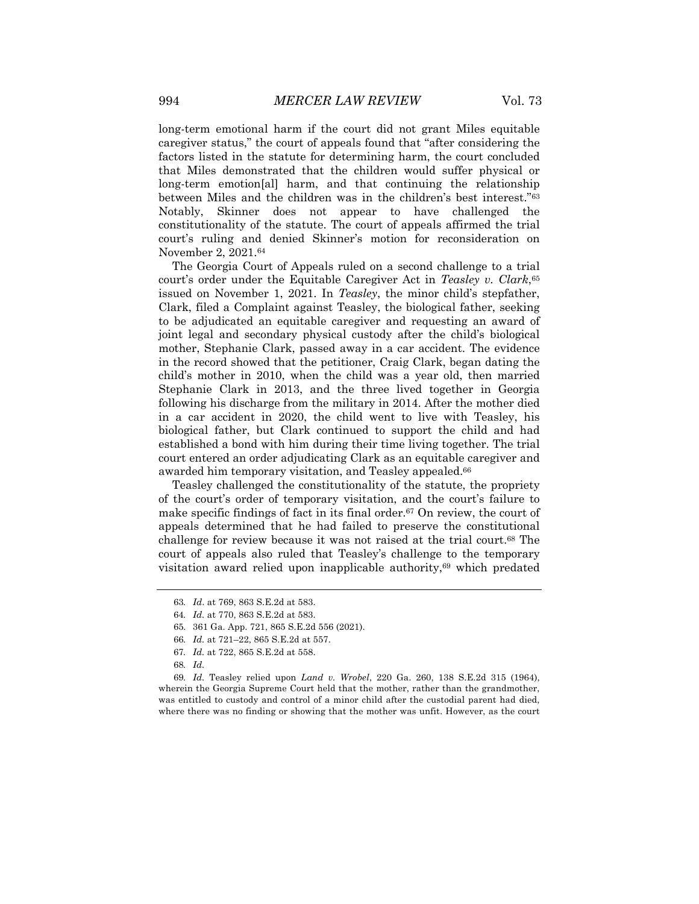long-term emotional harm if the court did not grant Miles equitable caregiver status," the court of appeals found that "after considering the factors listed in the statute for determining harm, the court concluded that Miles demonstrated that the children would suffer physical or long-term emotion[al] harm, and that continuing the relationship between Miles and the children was in the children's best interest."[63] Notably, Skinner does not appear to have challenged the constitutionality of the statute. The court of appeals affirmed the trial court's ruling and denied Skinner's motion for reconsideration on November 2, 2021.[64]

The Georgia Court of Appeals ruled on a second challenge to a trial court's order under the Equitable Caregiver Act in *Teasley v. Clark*,[65] issued on November 1, 2021. In *Teasley*, the minor child's stepfather, Clark, filed a Complaint against Teasley, the biological father, seeking to be adjudicated an equitable caregiver and requesting an award of joint legal and secondary physical custody after the child's biological mother, Stephanie Clark, passed away in a car accident. The evidence in the record showed that the petitioner, Craig Clark, began dating the child's mother in 2010, when the child was a year old, then married Stephanie Clark in 2013, and the three lived together in Georgia following his discharge from the military in 2014. After the mother died in a car accident in 2020, the child went to live with Teasley, his biological father, but Clark continued to support the child and had established a bond with him during their time living together. The trial court entered an order adjudicating Clark as an equitable caregiver and awarded him temporary visitation, and Teasley appealed.[66]

Teasley challenged the constitutionality of the statute, the propriety of the court's order of temporary visitation, and the court's failure to make specific findings of fact in its final order.[67] On review, the court of appeals determined that he had failed to preserve the constitutional challenge for review because it was not raised at the trial court.[68] The court of appeals also ruled that Teasley's challenge to the temporary visitation award relied upon inapplicable authority,[69] which predated

---

63. *Id.* at 769, 863 S.E.2d at 583.

64. *Id.* at 770, 863 S.E.2d at 583.

65. 361 Ga. App. 721, 865 S.E.2d 556 (2021).

66. *Id.* at 721–22, 865 S.E.2d at 557.

67. *Id.* at 722, 865 S.E.2d at 558.

68. *Id.*

69. *Id.* Teasley relied upon *Land v. Wrobel*, 220 Ga. 260, 138 S.E.2d 315 (1964), wherein the Georgia Supreme Court held that the mother, rather than the grandmother, was entitled to custody and control of a minor child after the custodial parent had died, where there was no finding or showing that the mother was unfit. However, as the court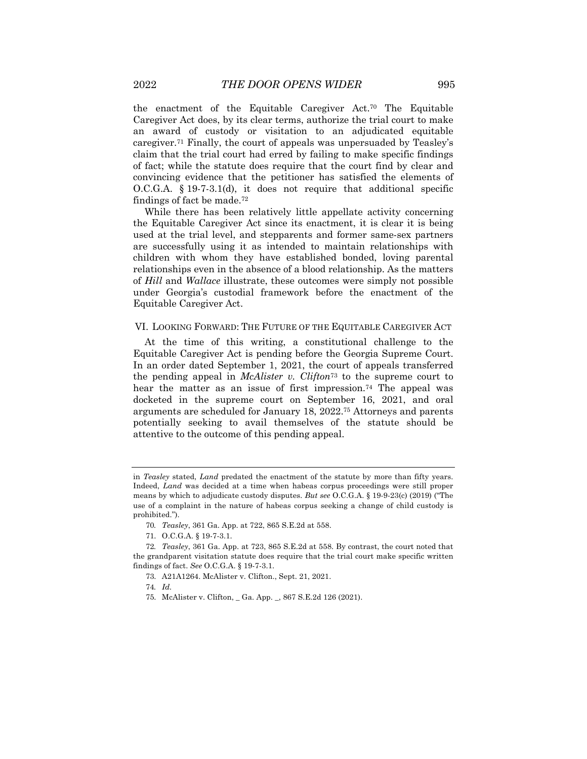the enactment of the Equitable Caregiver Act.[70] The Equitable Caregiver Act does, by its clear terms, authorize the trial court to make an award of custody or visitation to an adjudicated equitable caregiver.[71] Finally, the court of appeals was unpersuaded by Teasley's claim that the trial court had erred by failing to make specific findings of fact; while the statute does require that the court find by clear and convincing evidence that the petitioner has satisfied the elements of O.C.G.A. § 19-7-3.1(d), it does not require that additional specific findings of fact be made.[72]

While there has been relatively little appellate activity concerning the Equitable Caregiver Act since its enactment, it is clear it is being used at the trial level, and stepparents and former same-sex partners are successfully using it as intended to maintain relationships with children with whom they have established bonded, loving parental relationships even in the absence of a blood relationship. As the matters of *Hill* and *Wallace* illustrate, these outcomes were simply not possible under Georgia's custodial framework before the enactment of the Equitable Caregiver Act.

## VI. Looking Forward: The Future of the Equitable Caregiver Act

At the time of this writing, a constitutional challenge to the Equitable Caregiver Act is pending before the Georgia Supreme Court. In an order dated September 1, 2021, the court of appeals transferred the pending appeal in *McAlister v. Clifton*[73] to the supreme court to hear the matter as an issue of first impression.[74] The appeal was docketed in the supreme court on September 16, 2021, and oral arguments are scheduled for January 18, 2022.[75] Attorneys and parents potentially seeking to avail themselves of the statute should be attentive to the outcome of this pending appeal.

---

in *Teasley* stated, *Land* predated the enactment of the statute by more than fifty years. Indeed, *Land* was decided at a time when habeas corpus proceedings were still proper means by which to adjudicate custody disputes. *But see* O.C.G.A. § 19-9-23(c) (2019) ("The use of a complaint in the nature of habeas corpus seeking a change of child custody is prohibited.").

70. *Teasley*, 361 Ga. App. at 722, 865 S.E.2d at 558.

71. O.C.G.A. § 19-7-3.1.

72. *Teasley*, 361 Ga. App. at 723, 865 S.E.2d at 558. By contrast, the court noted that the grandparent visitation statute does require that the trial court make specific written findings of fact. *See* O.C.G.A. § 19-7-3.1.

73. A21A1264. McAlister v. Clifton., Sept. 21, 2021.

74. *Id.*

75. McAlister v. Clifton, _ Ga. App. _, 867 S.E.2d 126 (2021).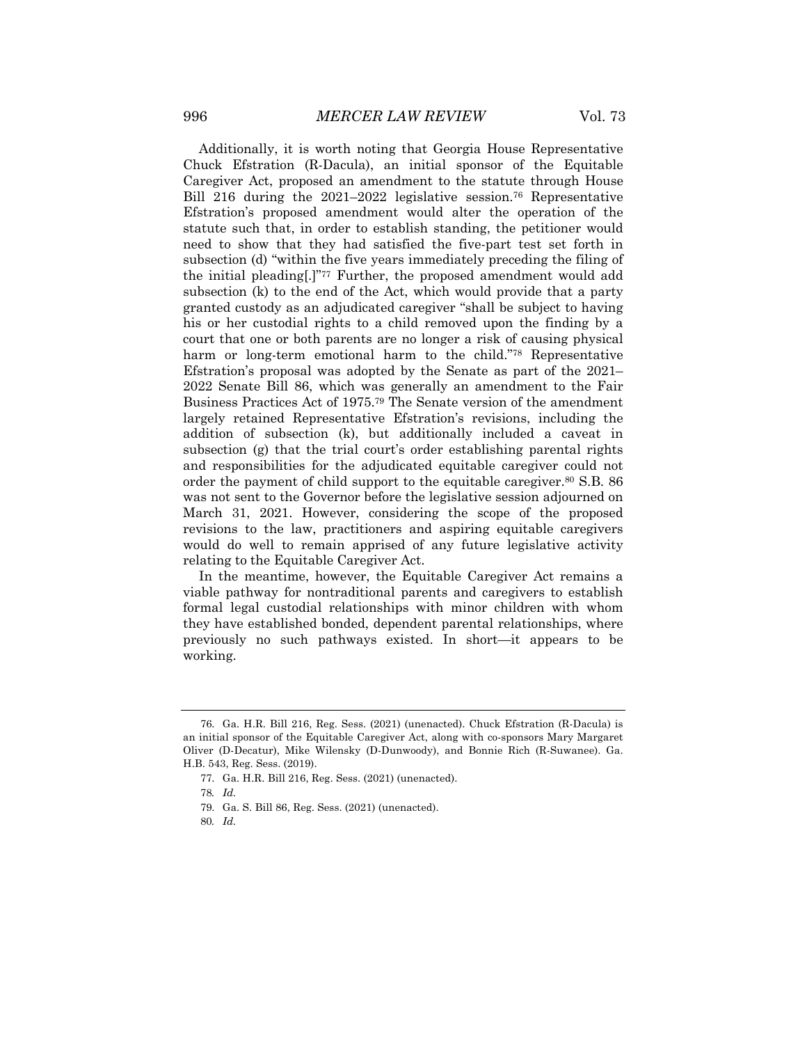Additionally, it is worth noting that Georgia House Representative Chuck Efstration (R-Dacula), an initial sponsor of the Equitable Caregiver Act, proposed an amendment to the statute through House Bill 216 during the 2021–2022 legislative session.[76] Representative Efstration's proposed amendment would alter the operation of the statute such that, in order to establish standing, the petitioner would need to show that they had satisfied the five-part test set forth in subsection (d) "within the five years immediately preceding the filing of the initial pleading[.]"[77] Further, the proposed amendment would add subsection (k) to the end of the Act, which would provide that a party granted custody as an adjudicated caregiver "shall be subject to having his or her custodial rights to a child removed upon the finding by a court that one or both parents are no longer a risk of causing physical harm or long-term emotional harm to the child."[78] Representative Efstration's proposal was adopted by the Senate as part of the 2021–2022 Senate Bill 86, which was generally an amendment to the Fair Business Practices Act of 1975.[79] The Senate version of the amendment largely retained Representative Efstration's revisions, including the addition of subsection (k), but additionally included a caveat in subsection (g) that the trial court's order establishing parental rights and responsibilities for the adjudicated equitable caregiver could not order the payment of child support to the equitable caregiver.[80] S.B. 86 was not sent to the Governor before the legislative session adjourned on March 31, 2021. However, considering the scope of the proposed revisions to the law, practitioners and aspiring equitable caregivers would do well to remain apprised of any future legislative activity relating to the Equitable Caregiver Act.

In the meantime, however, the Equitable Caregiver Act remains a viable pathway for nontraditional parents and caregivers to establish formal legal custodial relationships with minor children with whom they have established bonded, dependent parental relationships, where previously no such pathways existed. In short—it appears to be working.

---

76. Ga. H.R. Bill 216, Reg. Sess. (2021) (unenacted). Chuck Efstration (R-Dacula) is an initial sponsor of the Equitable Caregiver Act, along with co-sponsors Mary Margaret Oliver (D-Decatur), Mike Wilensky (D-Dunwoody), and Bonnie Rich (R-Suwanee). Ga. H.B. 543, Reg. Sess. (2019).

77. Ga. H.R. Bill 216, Reg. Sess. (2021) (unenacted).

78. *Id.*

79. Ga. S. Bill 86, Reg. Sess. (2021) (unenacted).

80. *Id.*